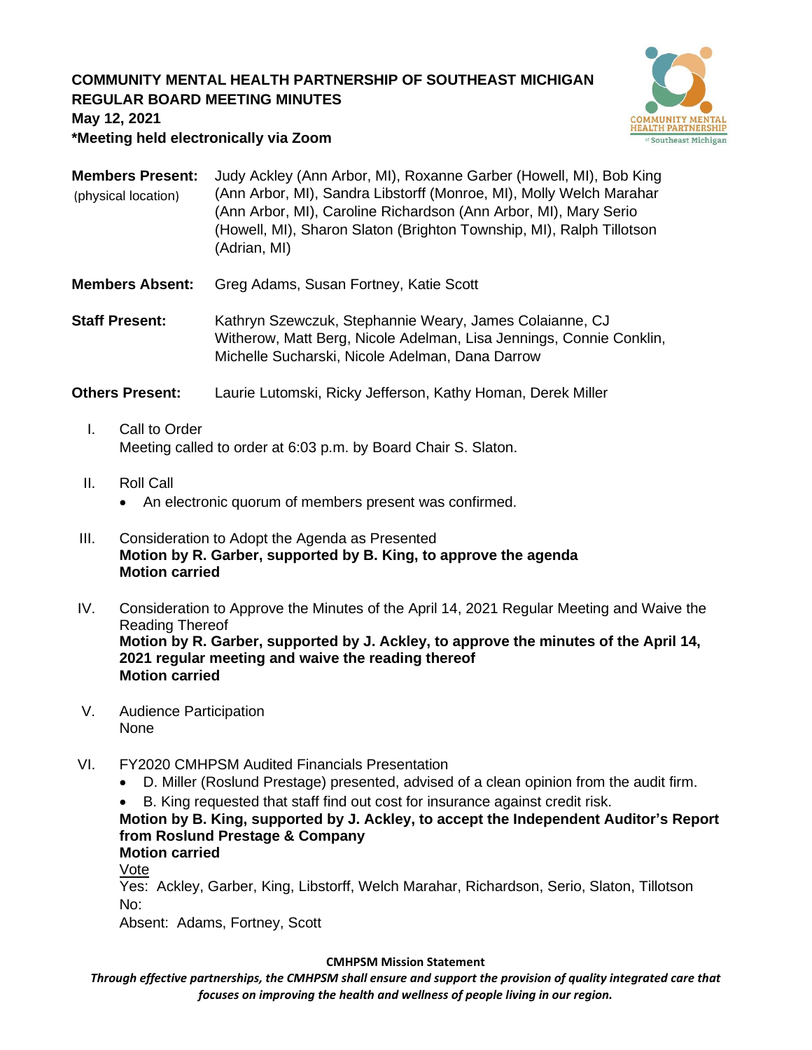# COMMUNITY MENTAL HEALTH PARTNERSHIP OF SOUTHEAST MICHIGAN
## REGULAR BOARD MEETING MINUTES
**May 12, 2021**
**\*Meeting held electronically via Zoom**

**Members Present:** (physical location) Judy Ackley (Ann Arbor, MI), Roxanne Garber (Howell, MI), Bob King (Ann Arbor, MI), Sandra Libstorff (Monroe, MI), Molly Welch Marahar (Ann Arbor, MI), Caroline Richardson (Ann Arbor, MI), Mary Serio (Howell, MI), Sharon Slaton (Brighton Township, MI), Ralph Tillotson (Adrian, MI)

**Members Absent:** Greg Adams, Susan Fortney, Katie Scott

**Staff Present:** Kathryn Szewczuk, Stephannie Weary, James Colaianne, CJ Witherow, Matt Berg, Nicole Adelman, Lisa Jennings, Connie Conklin, Michelle Sucharski, Nicole Adelman, Dana Darrow

**Others Present:** Laurie Lutomski, Ricky Jefferson, Kathy Homan, Derek Miller

I. Call to Order
Meeting called to order at 6:03 p.m. by Board Chair S. Slaton.

II. Roll Call
- An electronic quorum of members present was confirmed.

III. Consideration to Adopt the Agenda as Presented
**Motion by R. Garber, supported by B. King, to approve the agenda**
**Motion carried**

IV. Consideration to Approve the Minutes of the April 14, 2021 Regular Meeting and Waive the Reading Thereof
**Motion by R. Garber, supported by J. Ackley, to approve the minutes of the April 14, 2021 regular meeting and waive the reading thereof**
**Motion carried**

V. Audience Participation
None

VI. FY2020 CMHPSM Audited Financials Presentation
- D. Miller (Roslund Prestage) presented, advised of a clean opinion from the audit firm.
- B. King requested that staff find out cost for insurance against credit risk.

**Motion by B. King, supported by J. Ackley, to accept the Independent Auditor's Report from Roslund Prestage & Company**
**Motion carried**
Vote
Yes: Ackley, Garber, King, Libstorff, Welch Marahar, Richardson, Serio, Slaton, Tillotson
No:
Absent: Adams, Fortney, Scott

**CMHPSM Mission Statement**
*Through effective partnerships, the CMHPSM shall ensure and support the provision of quality integrated care that focuses on improving the health and wellness of people living in our region.*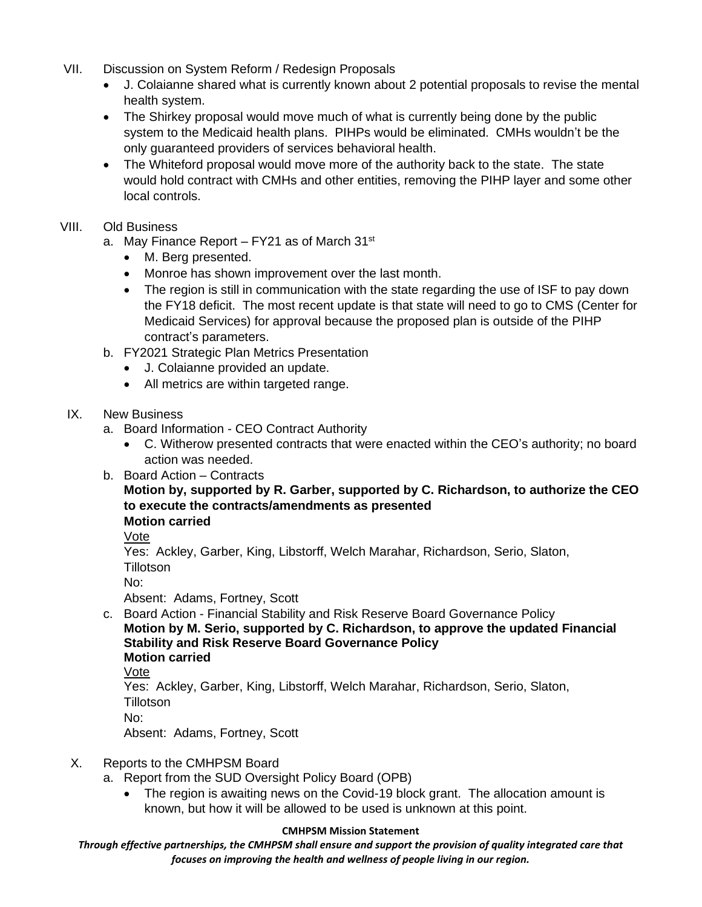VII. Discussion on System Reform / Redesign Proposals

- J. Colaianne shared what is currently known about 2 potential proposals to revise the mental health system.
- The Shirkey proposal would move much of what is currently being done by the public system to the Medicaid health plans. PIHPs would be eliminated. CMHs wouldn't be the only guaranteed providers of services behavioral health.
- The Whiteford proposal would move more of the authority back to the state. The state would hold contract with CMHs and other entities, removing the PIHP layer and some other local controls.

VIII. Old Business

a. May Finance Report – FY21 as of March 31st
   - M. Berg presented.
   - Monroe has shown improvement over the last month.
   - The region is still in communication with the state regarding the use of ISF to pay down the FY18 deficit. The most recent update is that state will need to go to CMS (Center for Medicaid Services) for approval because the proposed plan is outside of the PIHP contract's parameters.

b. FY2021 Strategic Plan Metrics Presentation
   - J. Colaianne provided an update.
   - All metrics are within targeted range.

IX. New Business

a. Board Information - CEO Contract Authority
   - C. Witherow presented contracts that were enacted within the CEO's authority; no board action was needed.

b. Board Action – Contracts

   **Motion by, supported by R. Garber, supported by C. Richardson, to authorize the CEO to execute the contracts/amendments as presented**
   **Motion carried**

   Vote
   Yes: Ackley, Garber, King, Libstorff, Welch Marahar, Richardson, Serio, Slaton, Tillotson
   No:
   Absent: Adams, Fortney, Scott

c. Board Action - Financial Stability and Risk Reserve Board Governance Policy

   **Motion by M. Serio, supported by C. Richardson, to approve the updated Financial Stability and Risk Reserve Board Governance Policy**
   **Motion carried**

   Vote
   Yes: Ackley, Garber, King, Libstorff, Welch Marahar, Richardson, Serio, Slaton, Tillotson
   No:
   Absent: Adams, Fortney, Scott

X. Reports to the CMHPSM Board

a. Report from the SUD Oversight Policy Board (OPB)
   - The region is awaiting news on the Covid-19 block grant. The allocation amount is known, but how it will be allowed to be used is unknown at this point.

**CMHPSM Mission Statement**

***Through effective partnerships, the CMHPSM shall ensure and support the provision of quality integrated care that focuses on improving the health and wellness of people living in our region.***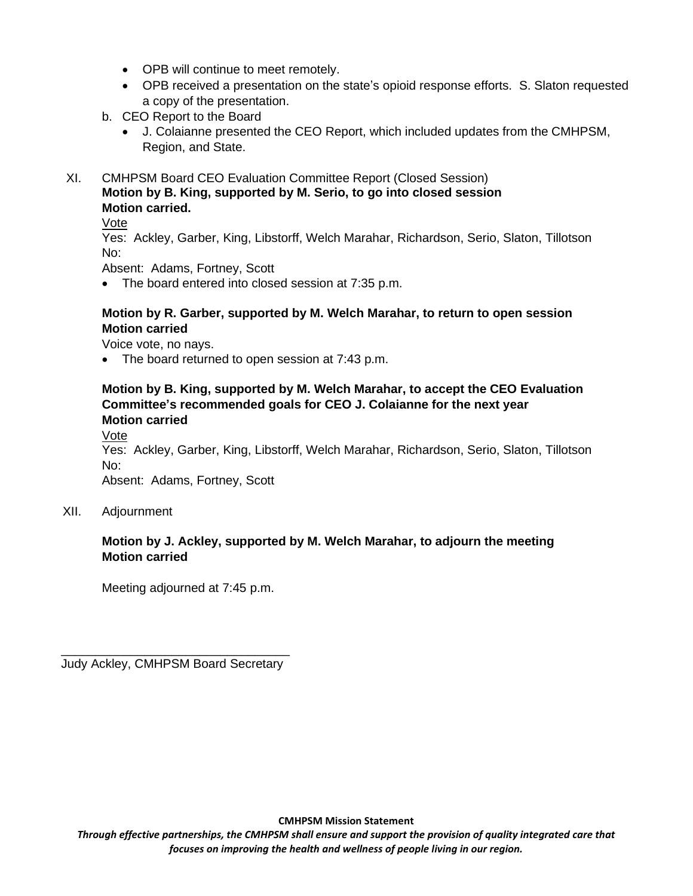- OPB will continue to meet remotely.
- OPB received a presentation on the state's opioid response efforts. S. Slaton requested a copy of the presentation.

b. CEO Report to the Board

- J. Colaianne presented the CEO Report, which included updates from the CMHPSM, Region, and State.

XI. CMHPSM Board CEO Evaluation Committee Report (Closed Session)

**Motion by B. King, supported by M. Serio, to go into closed session**
**Motion carried.**

Vote
Yes: Ackley, Garber, King, Libstorff, Welch Marahar, Richardson, Serio, Slaton, Tillotson
No:
Absent: Adams, Fortney, Scott

- The board entered into closed session at 7:35 p.m.

**Motion by R. Garber, supported by M. Welch Marahar, to return to open session**
**Motion carried**

Voice vote, no nays.

- The board returned to open session at 7:43 p.m.

**Motion by B. King, supported by M. Welch Marahar, to accept the CEO Evaluation Committee's recommended goals for CEO J. Colaianne for the next year**
**Motion carried**

Vote
Yes: Ackley, Garber, King, Libstorff, Welch Marahar, Richardson, Serio, Slaton, Tillotson
No:
Absent: Adams, Fortney, Scott

XII. Adjournment

**Motion by J. Ackley, supported by M. Welch Marahar, to adjourn the meeting**
**Motion carried**

Meeting adjourned at 7:45 p.m.

________________________________
Judy Ackley, CMHPSM Board Secretary

**CMHPSM Mission Statement**

***Through effective partnerships, the CMHPSM shall ensure and support the provision of quality integrated care that focuses on improving the health and wellness of people living in our region.***